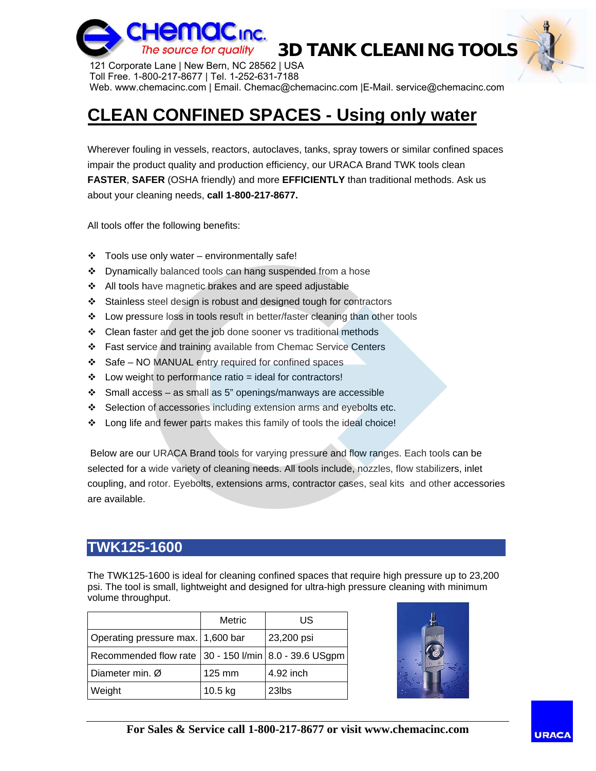Chemac Inc.
*The source for quality*

# 3D TANK CLEANING TOOLS

121 Corporate Lane | New Bern, NC 28562 | USA
Toll Free. 1-800-217-8677 | Tel. 1-252-631-7188
Web. www.chemacinc.com | Email. Chemac@chemacinc.com |E-Mail. service@chemacinc.com

## CLEAN CONFINED SPACES - Using only water

Wherever fouling in vessels, reactors, autoclaves, tanks, spray towers or similar confined spaces impair the product quality and production efficiency, our URACA Brand TWK tools clean **FASTER**, **SAFER** (OSHA friendly) and more **EFFICIENTLY** than traditional methods. Ask us about your cleaning needs, **call 1-800-217-8677.**

All tools offer the following benefits:

- Tools use only water – environmentally safe!
- Dynamically balanced tools can hang suspended from a hose
- All tools have magnetic brakes and are speed adjustable
- Stainless steel design is robust and designed tough for contractors
- Low pressure loss in tools result in better/faster cleaning than other tools
- Clean faster and get the job done sooner vs traditional methods
- Fast service and training available from Chemac Service Centers
- Safe – NO MANUAL entry required for confined spaces
- Low weight to performance ratio = ideal for contractors!
- Small access – as small as 5" openings/manways are accessible
- Selection of accessories including extension arms and eyebolts etc.
- Long life and fewer parts makes this family of tools the ideal choice!

Below are our URACA Brand tools for varying pressure and flow ranges. Each tools can be selected for a wide variety of cleaning needs. All tools include, nozzles, flow stabilizers, inlet coupling, and rotor. Eyebolts, extensions arms, contractor cases, seal kits and other accessories are available.

## TWK125-1600

The TWK125-1600 is ideal for cleaning confined spaces that require high pressure up to 23,200 psi. The tool is small, lightweight and designed for ultra-high pressure cleaning with minimum volume throughput.

| | Metric | US |
|---|---|---|
| Operating pressure max. | 1,600 bar | 23,200 psi |
| Recommended flow rate | 30 - 150 l/min | 8.0 - 39.6 USgpm |
| Diameter min. Ø | 125 mm | 4.92 inch |
| Weight | 10.5 kg | 23lbs |

**For Sales & Service call 1-800-217-8677 or visit www.chemacinc.com**

URACA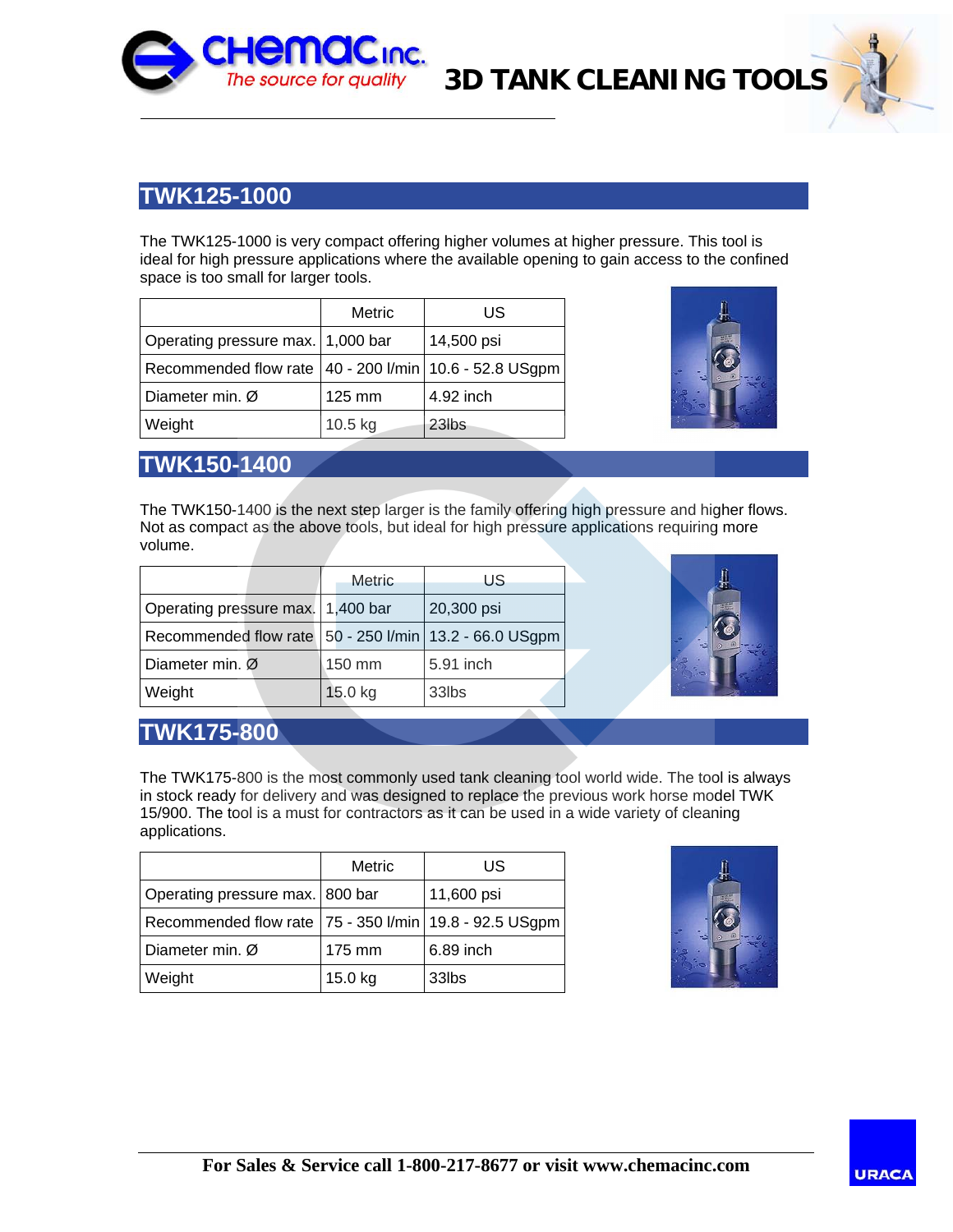# 3D TANK CLEANING TOOLS

## TWK125-1000

The TWK125-1000 is very compact offering higher volumes at higher pressure. This tool is ideal for high pressure applications where the available opening to gain access to the confined space is too small for larger tools.

| | Metric | US |
|---|---|---|
| Operating pressure max. | 1,000 bar | 14,500 psi |
| Recommended flow rate | 40 - 200 l/min | 10.6 - 52.8 USgpm |
| Diameter min. Ø | 125 mm | 4.92 inch |
| Weight | 10.5 kg | 23lbs |

## TWK150-1400

The TWK150-1400 is the next step larger is the family offering high pressure and higher flows. Not as compact as the above tools, but ideal for high pressure applications requiring more volume.

| | Metric | US |
|---|---|---|
| Operating pressure max. | 1,400 bar | 20,300 psi |
| Recommended flow rate | 50 - 250 l/min | 13.2 - 66.0 USgpm |
| Diameter min. Ø | 150 mm | 5.91 inch |
| Weight | 15.0 kg | 33lbs |

## TWK175-800

The TWK175-800 is the most commonly used tank cleaning tool world wide. The tool is always in stock ready for delivery and was designed to replace the previous work horse model TWK 15/900. The tool is a must for contractors as it can be used in a wide variety of cleaning applications.

| | Metric | US |
|---|---|---|
| Operating pressure max. | 800 bar | 11,600 psi |
| Recommended flow rate | 75 - 350 l/min | 19.8 - 92.5 USgpm |
| Diameter min. Ø | 175 mm | 6.89 inch |
| Weight | 15.0 kg | 33lbs |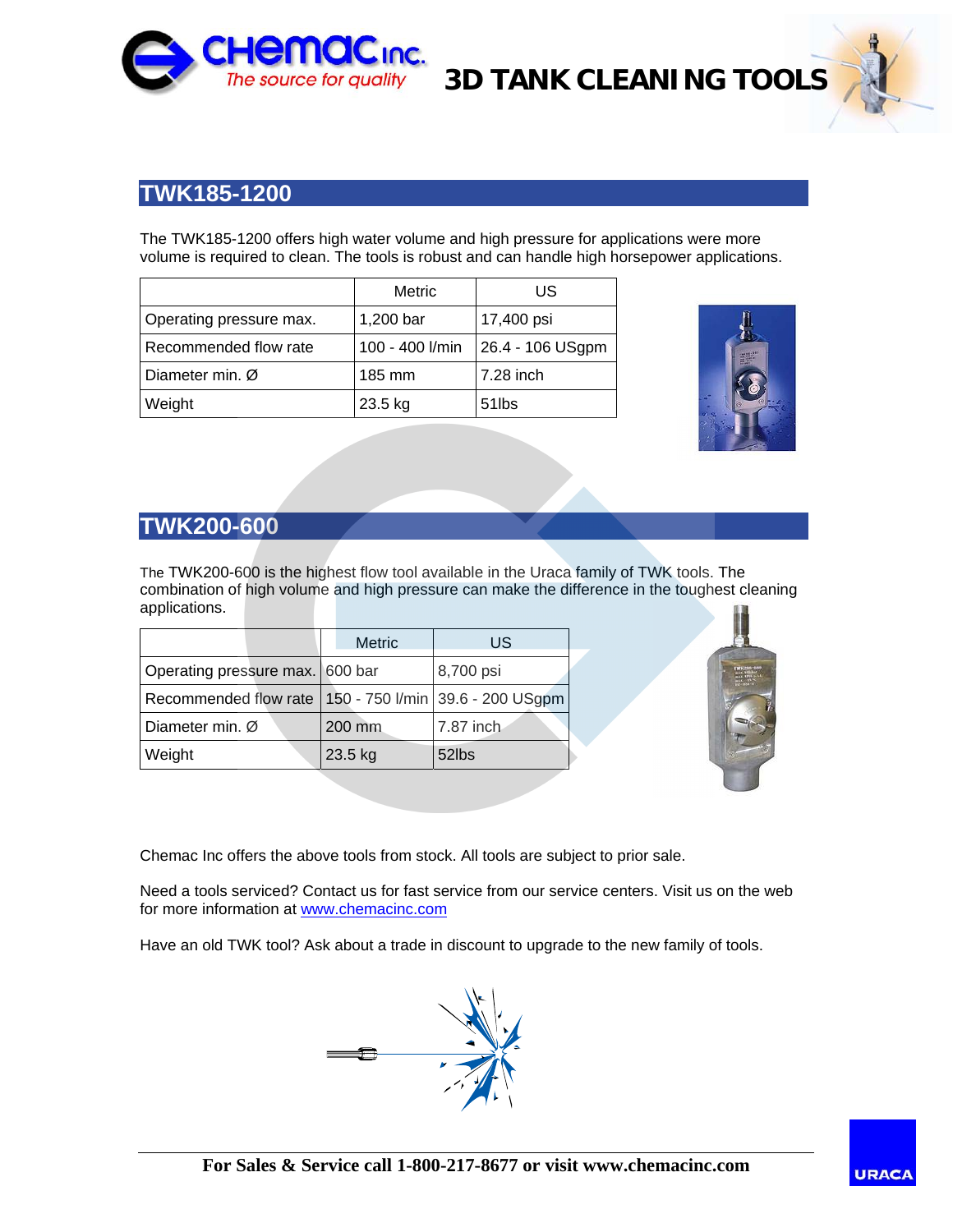# 3D TANK CLEANING TOOLS

## TWK185-1200

The TWK185-1200 offers high water volume and high pressure for applications were more volume is required to clean. The tools is robust and can handle high horsepower applications.

| | Metric | US |
|---|---|---|
| Operating pressure max. | 1,200 bar | 17,400 psi |
| Recommended flow rate | 100 - 400 l/min | 26.4 - 106 USgpm |
| Diameter min. Ø | 185 mm | 7.28 inch |
| Weight | 23.5 kg | 51lbs |

## TWK200-600

The TWK200-600 is the highest flow tool available in the Uraca family of TWK tools. The combination of high volume and high pressure can make the difference in the toughest cleaning applications.

| | Metric | US |
|---|---|---|
| Operating pressure max. | 600 bar | 8,700 psi |
| Recommended flow rate | 150 - 750 l/min | 39.6 - 200 USgpm |
| Diameter min. Ø | 200 mm | 7.87 inch |
| Weight | 23.5 kg | 52lbs |

Chemac Inc offers the above tools from stock. All tools are subject to prior sale.

Need a tools serviced? Contact us for fast service from our service centers. Visit us on the web for more information at www.chemacinc.com

Have an old TWK tool? Ask about a trade in discount to upgrade to the new family of tools.

**For Sales & Service call 1-800-217-8677 or visit www.chemacinc.com**